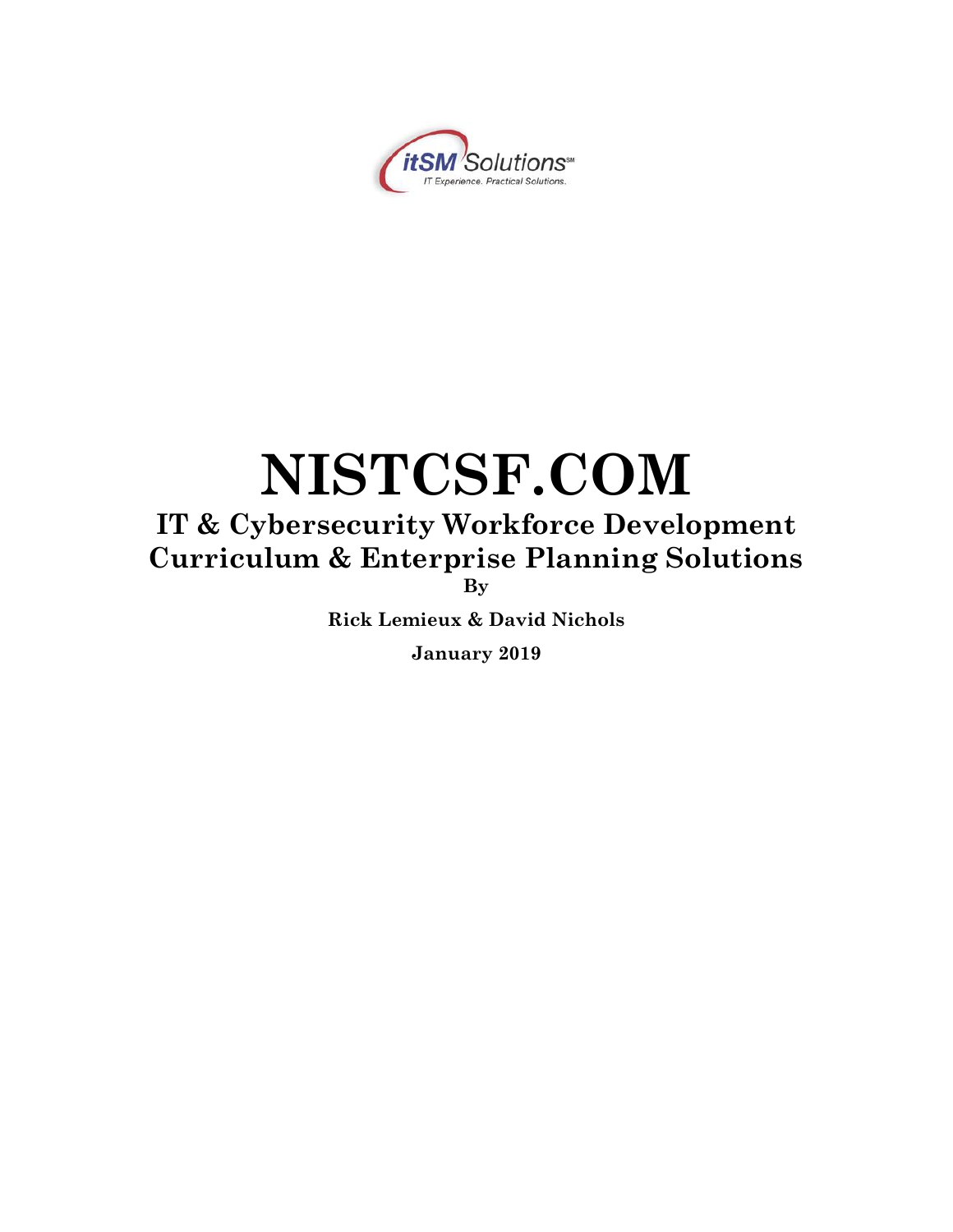# NISTCSF.COM

## IT & Cybersecurity Workforce Development Curriculum & Enterprise Planning Solutions

**By**

**Rick Lemieux & David Nichols**

**January 2019**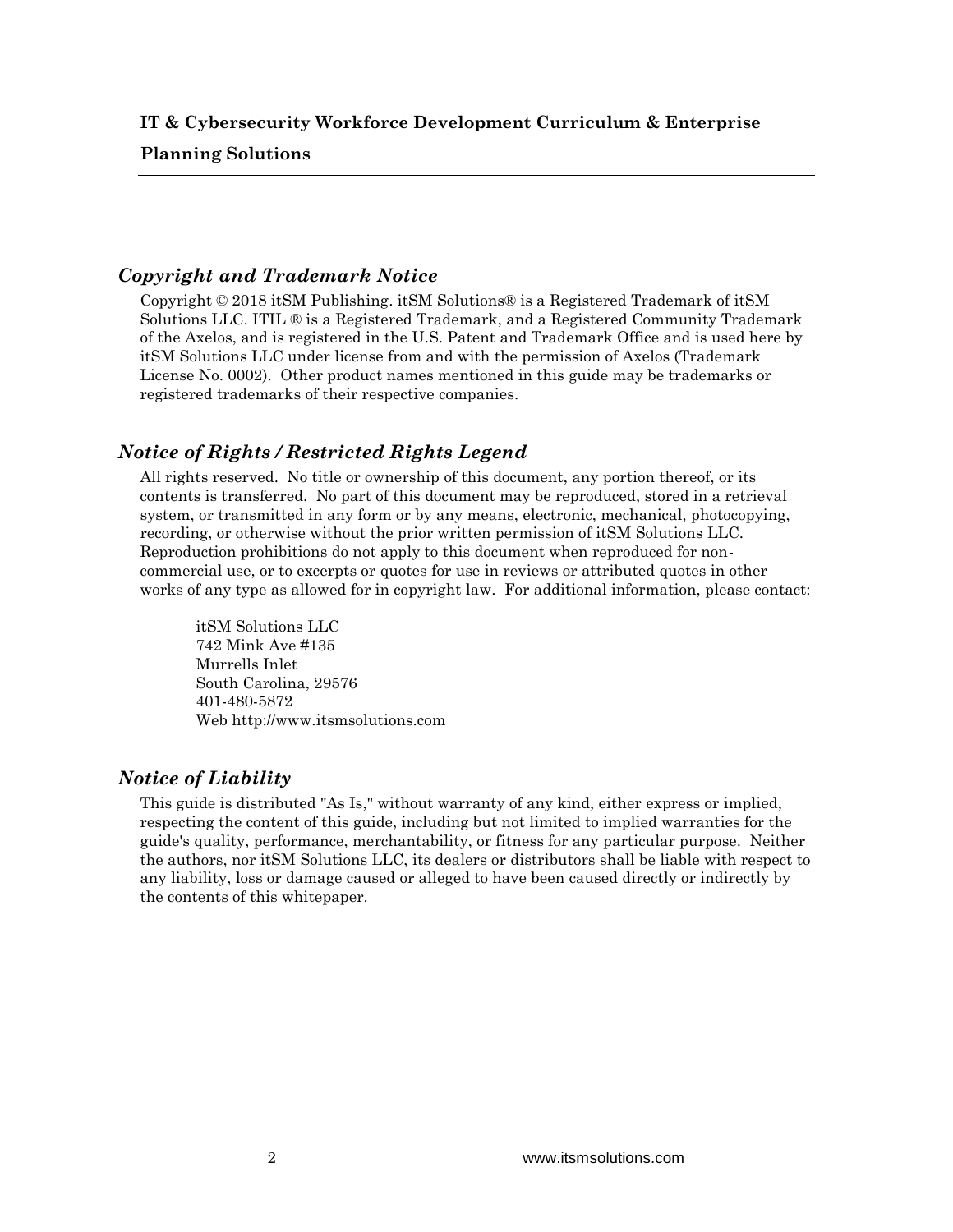**IT & Cybersecurity Workforce Development Curriculum & Enterprise Planning Solutions**

---

## *Copyright and Trademark Notice*

Copyright © 2018 itSM Publishing. itSM Solutions® is a Registered Trademark of itSM Solutions LLC. ITIL ® is a Registered Trademark, and a Registered Community Trademark of the Axelos, and is registered in the U.S. Patent and Trademark Office and is used here by itSM Solutions LLC under license from and with the permission of Axelos (Trademark License No. 0002). Other product names mentioned in this guide may be trademarks or registered trademarks of their respective companies.

## *Notice of Rights / Restricted Rights Legend*

All rights reserved. No title or ownership of this document, any portion thereof, or its contents is transferred. No part of this document may be reproduced, stored in a retrieval system, or transmitted in any form or by any means, electronic, mechanical, photocopying, recording, or otherwise without the prior written permission of itSM Solutions LLC. Reproduction prohibitions do not apply to this document when reproduced for non-commercial use, or to excerpts or quotes for use in reviews or attributed quotes in other works of any type as allowed for in copyright law. For additional information, please contact:

itSM Solutions LLC
742 Mink Ave #135
Murrells Inlet
South Carolina, 29576
401-480-5872
Web http://www.itsmsolutions.com

## *Notice of Liability*

This guide is distributed "As Is," without warranty of any kind, either express or implied, respecting the content of this guide, including but not limited to implied warranties for the guide's quality, performance, merchantability, or fitness for any particular purpose. Neither the authors, nor itSM Solutions LLC, its dealers or distributors shall be liable with respect to any liability, loss or damage caused or alleged to have been caused directly or indirectly by the contents of this whitepaper.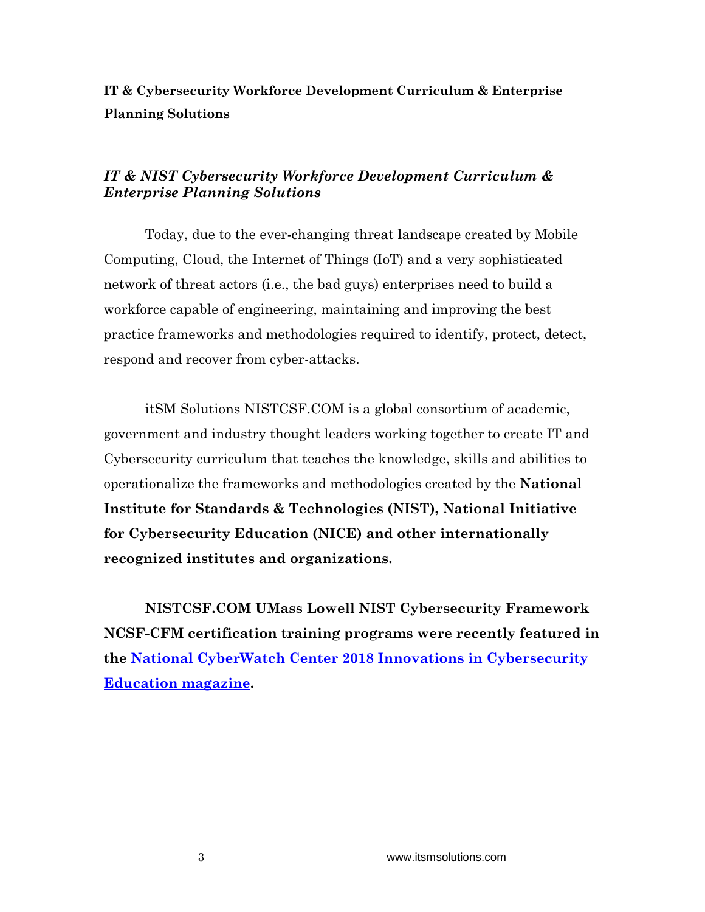**IT & Cybersecurity Workforce Development Curriculum & Enterprise Planning Solutions**

## *IT & NIST Cybersecurity Workforce Development Curriculum & Enterprise Planning Solutions*

Today, due to the ever-changing threat landscape created by Mobile Computing, Cloud, the Internet of Things (IoT) and a very sophisticated network of threat actors (i.e., the bad guys) enterprises need to build a workforce capable of engineering, maintaining and improving the best practice frameworks and methodologies required to identify, protect, detect, respond and recover from cyber-attacks.

itSM Solutions NISTCSF.COM is a global consortium of academic, government and industry thought leaders working together to create IT and Cybersecurity curriculum that teaches the knowledge, skills and abilities to operationalize the frameworks and methodologies created by the **National Institute for Standards & Technologies (NIST), National Initiative for Cybersecurity Education (NICE) and other internationally recognized institutes and organizations.**

**NISTCSF.COM UMass Lowell NIST Cybersecurity Framework NCSF-CFM certification training programs were recently featured in the National CyberWatch Center 2018 Innovations in Cybersecurity Education magazine.**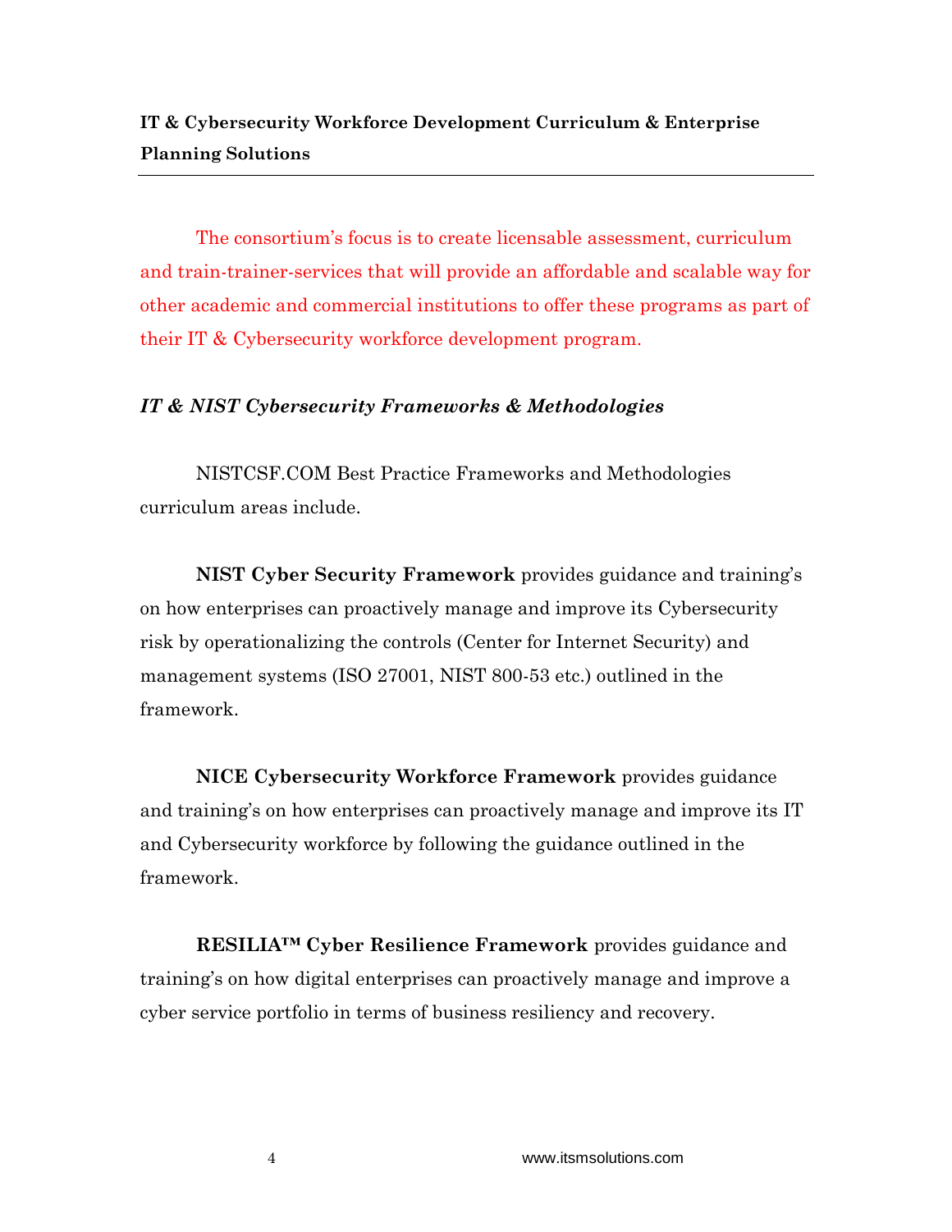**IT & Cybersecurity Workforce Development Curriculum & Enterprise Planning Solutions**

The consortium's focus is to create licensable assessment, curriculum and train-trainer-services that will provide an affordable and scalable way for other academic and commercial institutions to offer these programs as part of their IT & Cybersecurity workforce development program.

***IT & NIST Cybersecurity Frameworks & Methodologies***

NISTCSF.COM Best Practice Frameworks and Methodologies curriculum areas include.

**NIST Cyber Security Framework** provides guidance and training's on how enterprises can proactively manage and improve its Cybersecurity risk by operationalizing the controls (Center for Internet Security) and management systems (ISO 27001, NIST 800-53 etc.) outlined in the framework.

**NICE Cybersecurity Workforce Framework** provides guidance and training's on how enterprises can proactively manage and improve its IT and Cybersecurity workforce by following the guidance outlined in the framework.

**RESILIA™ Cyber Resilience Framework** provides guidance and training's on how digital enterprises can proactively manage and improve a cyber service portfolio in terms of business resiliency and recovery.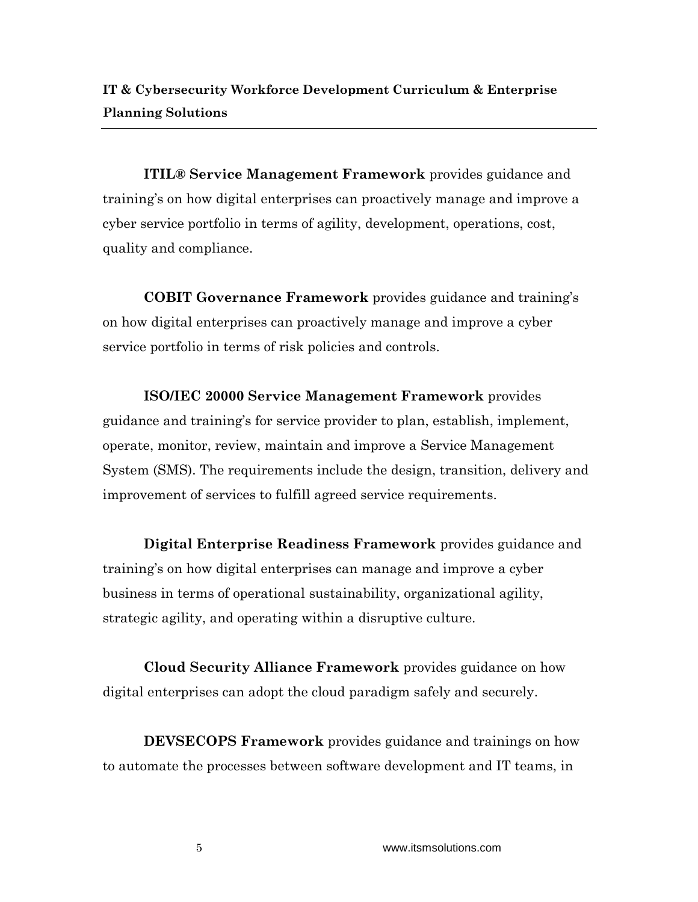**ITIL® Service Management Framework** provides guidance and training's on how digital enterprises can proactively manage and improve a cyber service portfolio in terms of agility, development, operations, cost, quality and compliance.

**COBIT Governance Framework** provides guidance and training's on how digital enterprises can proactively manage and improve a cyber service portfolio in terms of risk policies and controls.

**ISO/IEC 20000 Service Management Framework** provides guidance and training's for service provider to plan, establish, implement, operate, monitor, review, maintain and improve a Service Management System (SMS). The requirements include the design, transition, delivery and improvement of services to fulfill agreed service requirements.

**Digital Enterprise Readiness Framework** provides guidance and training's on how digital enterprises can manage and improve a cyber business in terms of operational sustainability, organizational agility, strategic agility, and operating within a disruptive culture.

**Cloud Security Alliance Framework** provides guidance on how digital enterprises can adopt the cloud paradigm safely and securely.

**DEVSECOPS Framework** provides guidance and trainings on how to automate the processes between software development and IT teams, in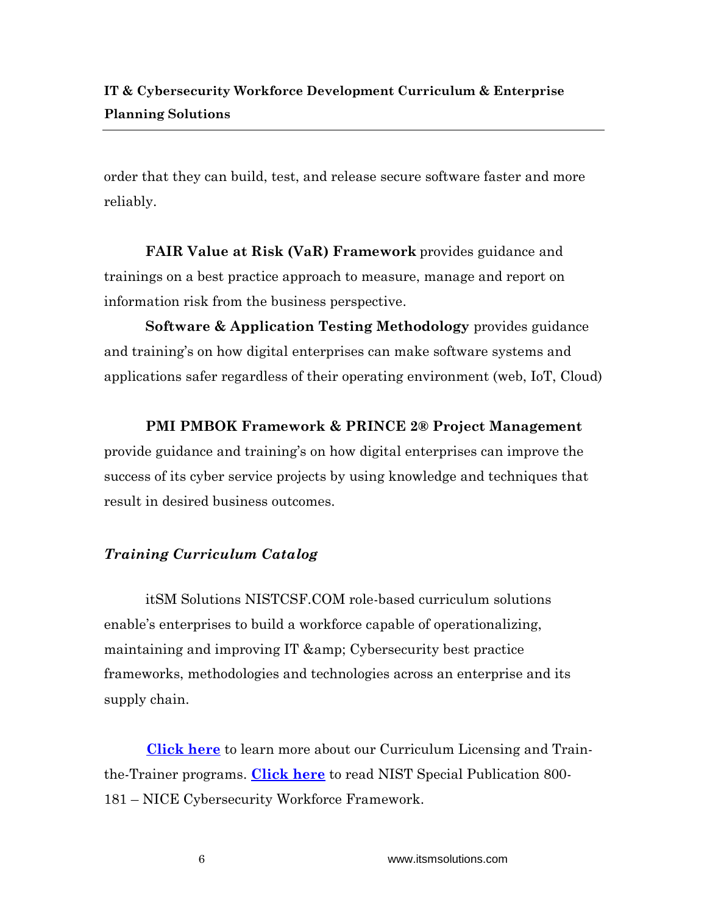order that they can build, test, and release secure software faster and more reliably.

**FAIR Value at Risk (VaR) Framework** provides guidance and trainings on a best practice approach to measure, manage and report on information risk from the business perspective.

**Software & Application Testing Methodology** provides guidance and training's on how digital enterprises can make software systems and applications safer regardless of their operating environment (web, IoT, Cloud)

**PMI PMBOK Framework & PRINCE 2® Project Management** provide guidance and training's on how digital enterprises can improve the success of its cyber service projects by using knowledge and techniques that result in desired business outcomes.

### *Training Curriculum Catalog*

itSM Solutions NISTCSF.COM role-based curriculum solutions enable's enterprises to build a workforce capable of operationalizing, maintaining and improving IT &amp; Cybersecurity best practice frameworks, methodologies and technologies across an enterprise and its supply chain.

**Click here** to learn more about our Curriculum Licensing and Train-the-Trainer programs. **Click here** to read NIST Special Publication 800-181 – NICE Cybersecurity Workforce Framework.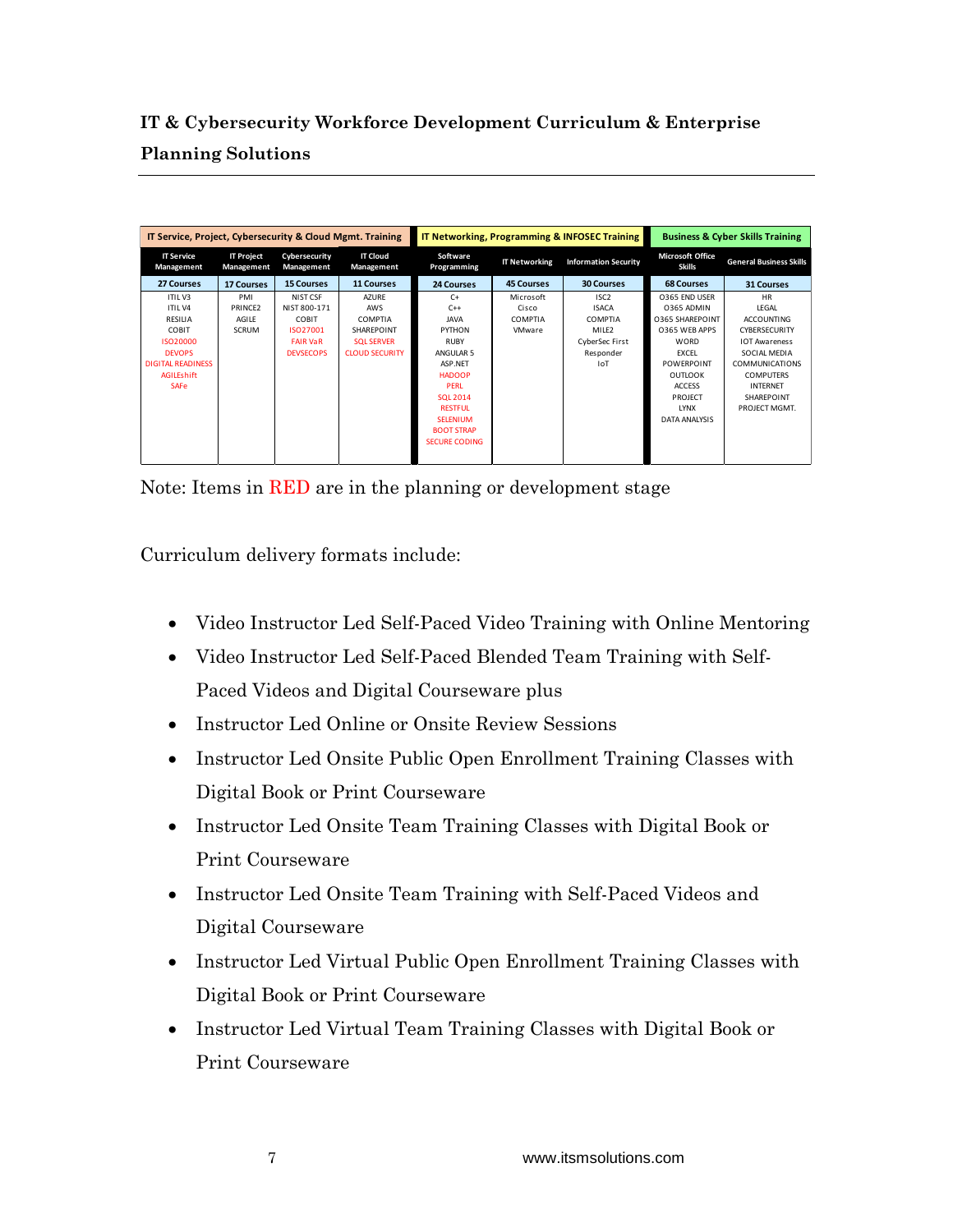## IT & Cybersecurity Workforce Development Curriculum & Enterprise Planning Solutions

| IT Service, Project, Cybersecurity & Cloud Mgmt. Training | | | | IT Networking, Programming & INFOSEC Training | | | Business & Cyber Skills Training | |
|---|---|---|---|---|---|---|---|---|
| IT Service Management | IT Project Management | Cybersecurity Management | IT Cloud Management | Software Programming | IT Networking | Information Security | Microsoft Office Skills | General Business Skills |
| 27 Courses | 17 Courses | 15 Courses | 11 Courses | 24 Courses | 45 Courses | 30 Courses | 68 Courses | 31 Courses |
| ITIL V3 | PMI | NIST CSF | AZURE | C+ | Microsoft | ISC2 | O365 END USER | HR |
| ITIL V4 | PRINCE2 | NIST 800-171 | AWS | C++ | Cisco | ISACA | O365 ADMIN | LEGAL |
| RESILIA | AGILE | COBIT | COMPTIA | JAVA | COMPTIA | COMPTIA | O365 SHAREPOINT | ACCOUNTING |
| COBIT | SCRUM | ISO27001 | SHAREPOINT | PYTHON | VMware | MILE2 | O365 WEB APPS | CYBERSECURITY |
| ISO20000 | | FAIR VaR | SQL SERVER | RUBY | | CyberSec First Responder | WORD | IOT Awareness |
| DEVOPS | | DEVSECOPS | CLOUD SECURITY | ANGULAR 5 | | IoT | EXCEL | SOCIAL MEDIA |
| DIGITAL READINESS | | | | ASP.NET | | | POWERPOINT | COMMUNICATIONS |
| AGILEshift | | | | HADOOP | | | OUTLOOK | COMPUTERS |
| SAFe | | | | PERL | | | ACCESS | INTERNET |
| | | | | SQL 2014 | | | PROJECT | SHAREPOINT |
| | | | | RESTFUL | | | LYNX | PROJECT MGMT. |
| | | | | SELENIUM | | | DATA ANALYSIS | |
| | | | | BOOT STRAP | | | | |
| | | | | SECURE CODING | | | | |

Note: Items in RED are in the planning or development stage

Curriculum delivery formats include:

- Video Instructor Led Self-Paced Video Training with Online Mentoring
- Video Instructor Led Self-Paced Blended Team Training with Self-Paced Videos and Digital Courseware plus
- Instructor Led Online or Onsite Review Sessions
- Instructor Led Onsite Public Open Enrollment Training Classes with Digital Book or Print Courseware
- Instructor Led Onsite Team Training Classes with Digital Book or Print Courseware
- Instructor Led Onsite Team Training with Self-Paced Videos and Digital Courseware
- Instructor Led Virtual Public Open Enrollment Training Classes with Digital Book or Print Courseware
- Instructor Led Virtual Team Training Classes with Digital Book or Print Courseware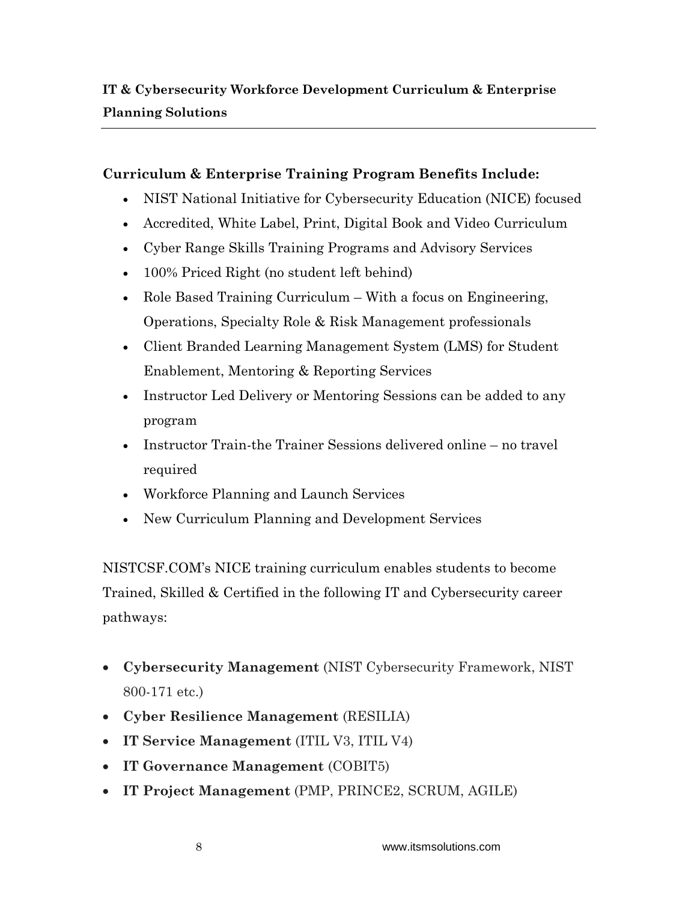**IT & Cybersecurity Workforce Development Curriculum & Enterprise Planning Solutions**

---

**Curriculum & Enterprise Training Program Benefits Include:**

- NIST National Initiative for Cybersecurity Education (NICE) focused
- Accredited, White Label, Print, Digital Book and Video Curriculum
- Cyber Range Skills Training Programs and Advisory Services
- 100% Priced Right (no student left behind)
- Role Based Training Curriculum – With a focus on Engineering, Operations, Specialty Role & Risk Management professionals
- Client Branded Learning Management System (LMS) for Student Enablement, Mentoring & Reporting Services
- Instructor Led Delivery or Mentoring Sessions can be added to any program
- Instructor Train-the Trainer Sessions delivered online – no travel required
- Workforce Planning and Launch Services
- New Curriculum Planning and Development Services

NISTCSF.COM's NICE training curriculum enables students to become Trained, Skilled & Certified in the following IT and Cybersecurity career pathways:

- **Cybersecurity Management** (NIST Cybersecurity Framework, NIST 800-171 etc.)
- **Cyber Resilience Management** (RESILIA)
- **IT Service Management** (ITIL V3, ITIL V4)
- **IT Governance Management** (COBIT5)
- **IT Project Management** (PMP, PRINCE2, SCRUM, AGILE)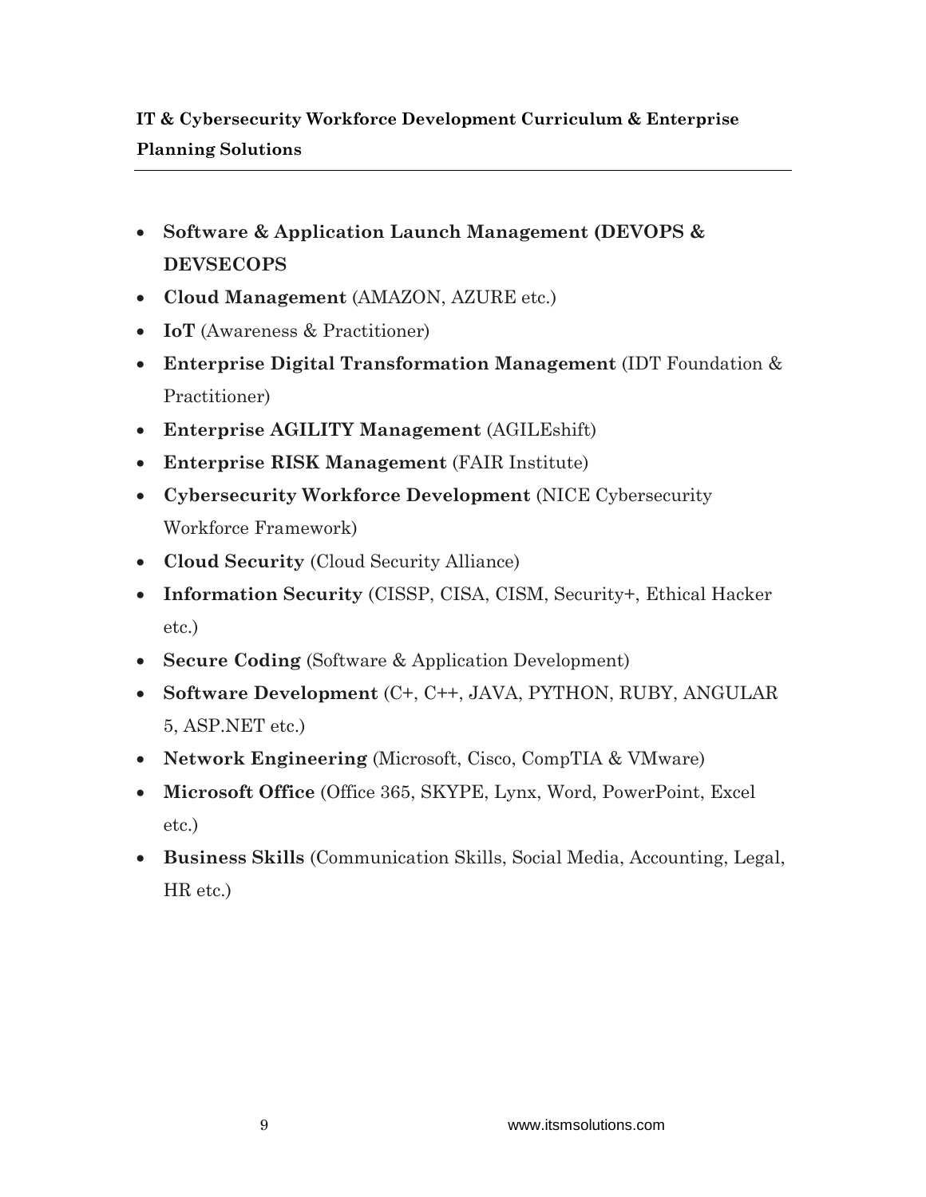**IT & Cybersecurity Workforce Development Curriculum & Enterprise Planning Solutions**

- **Software & Application Launch Management (DEVOPS & DEVSECOPS**
- **Cloud Management** (AMAZON, AZURE etc.)
- **IoT** (Awareness & Practitioner)
- **Enterprise Digital Transformation Management** (IDT Foundation & Practitioner)
- **Enterprise AGILITY Management** (AGILEshift)
- **Enterprise RISK Management** (FAIR Institute)
- **Cybersecurity Workforce Development** (NICE Cybersecurity Workforce Framework)
- **Cloud Security** (Cloud Security Alliance)
- **Information Security** (CISSP, CISA, CISM, Security+, Ethical Hacker etc.)
- **Secure Coding** (Software & Application Development)
- **Software Development** (C+, C++, JAVA, PYTHON, RUBY, ANGULAR 5, ASP.NET etc.)
- **Network Engineering** (Microsoft, Cisco, CompTIA & VMware)
- **Microsoft Office** (Office 365, SKYPE, Lynx, Word, PowerPoint, Excel etc.)
- **Business Skills** (Communication Skills, Social Media, Accounting, Legal, HR etc.)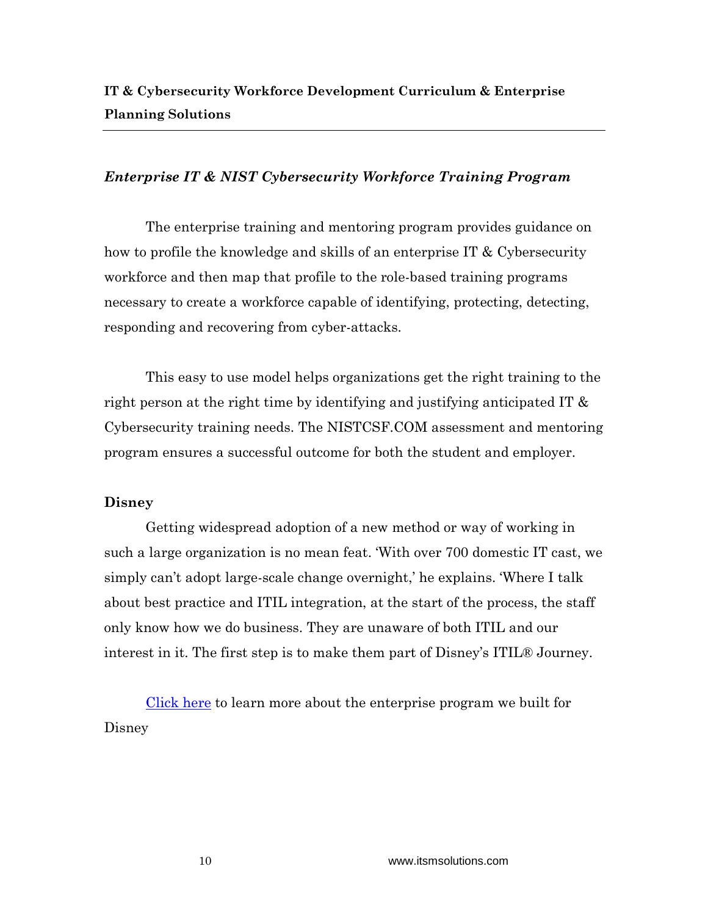**IT & Cybersecurity Workforce Development Curriculum & Enterprise Planning Solutions**

---

## *Enterprise IT & NIST Cybersecurity Workforce Training Program*

The enterprise training and mentoring program provides guidance on how to profile the knowledge and skills of an enterprise IT & Cybersecurity workforce and then map that profile to the role-based training programs necessary to create a workforce capable of identifying, protecting, detecting, responding and recovering from cyber-attacks.

This easy to use model helps organizations get the right training to the right person at the right time by identifying and justifying anticipated IT & Cybersecurity training needs. The NISTCSF.COM assessment and mentoring program ensures a successful outcome for both the student and employer.

### Disney

Getting widespread adoption of a new method or way of working in such a large organization is no mean feat. 'With over 700 domestic IT cast, we simply can't adopt large-scale change overnight,' he explains. 'Where I talk about best practice and ITIL integration, at the start of the process, the staff only know how we do business. They are unaware of both ITIL and our interest in it. The first step is to make them part of Disney's ITIL® Journey.

Click here to learn more about the enterprise program we built for Disney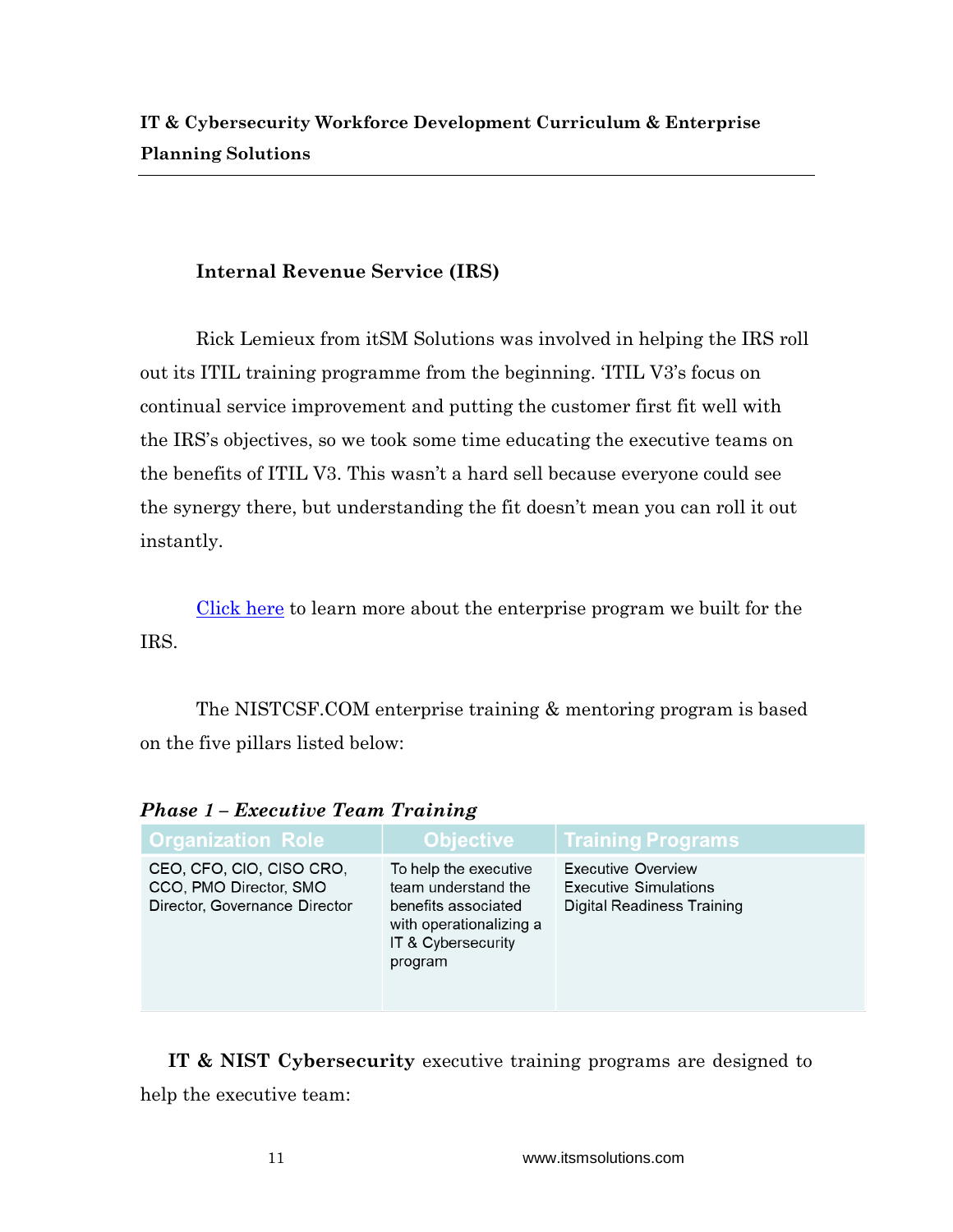### Internal Revenue Service (IRS)

Rick Lemieux from itSM Solutions was involved in helping the IRS roll out its ITIL training programme from the beginning. 'ITIL V3's focus on continual service improvement and putting the customer first fit well with the IRS's objectives, so we took some time educating the executive teams on the benefits of ITIL V3. This wasn't a hard sell because everyone could see the synergy there, but understanding the fit doesn't mean you can roll it out instantly.

Click here to learn more about the enterprise program we built for the IRS.

The NISTCSF.COM enterprise training & mentoring program is based on the five pillars listed below:

***Phase 1 – Executive Team Training***

| Organization Role | Objective | Training Programs |
|---|---|---|
| CEO, CFO, CIO, CISO CRO, CCO, PMO Director, SMO Director, Governance Director | To help the executive team understand the benefits associated with operationalizing a IT & Cybersecurity program | Executive Overview<br>Executive Simulations<br>Digital Readiness Training |

**IT & NIST Cybersecurity** executive training programs are designed to help the executive team: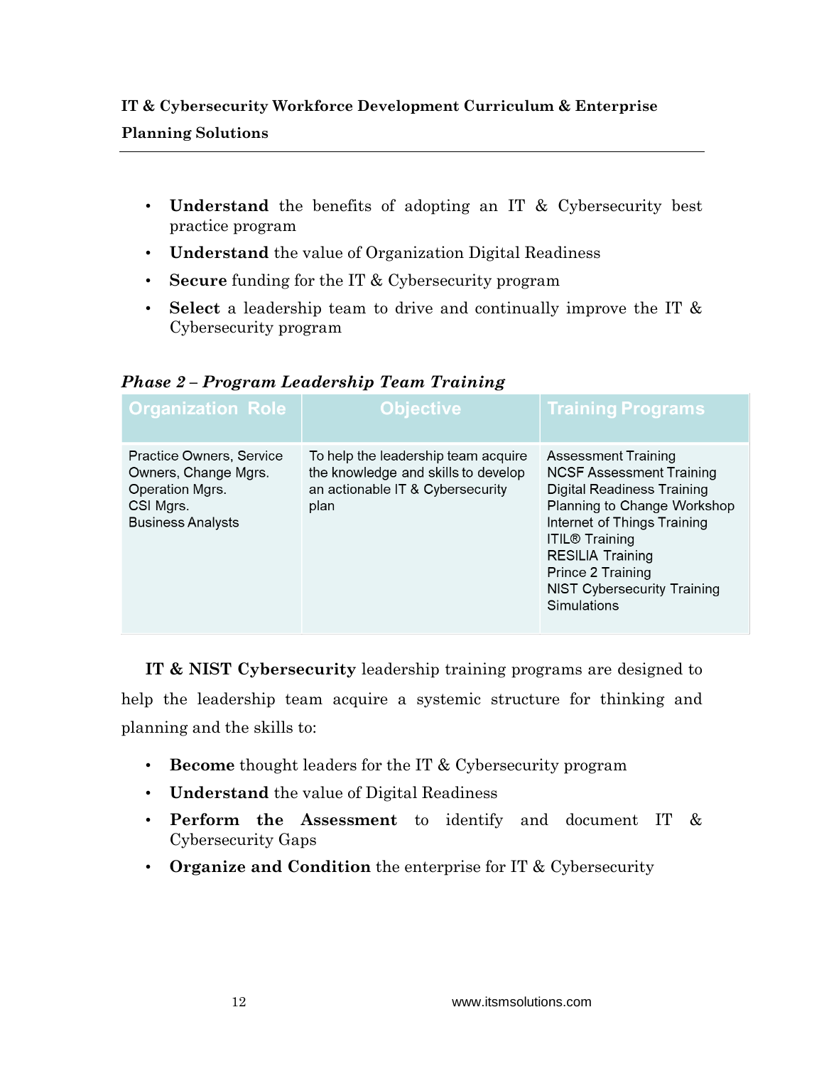- **Understand** the benefits of adopting an IT & Cybersecurity best practice program
- **Understand** the value of Organization Digital Readiness
- **Secure** funding for the IT & Cybersecurity program
- **Select** a leadership team to drive and continually improve the IT & Cybersecurity program

***Phase 2 – Program Leadership Team Training***

| Organization Role | Objective | Training Programs |
| --- | --- | --- |
| Practice Owners, Service Owners, Change Mgrs.<br>Operation Mgrs.<br>CSI Mgrs.<br>Business Analysts | To help the leadership team acquire the knowledge and skills to develop an actionable IT & Cybersecurity plan | Assessment Training<br>NCSF Assessment Training<br>Digital Readiness Training<br>Planning to Change Workshop<br>Internet of Things Training<br>ITIL® Training<br>RESILIA Training<br>Prince 2 Training<br>NIST Cybersecurity Training<br>Simulations |

**IT & NIST Cybersecurity** leadership training programs are designed to help the leadership team acquire a systemic structure for thinking and planning and the skills to:

- **Become** thought leaders for the IT & Cybersecurity program
- **Understand** the value of Digital Readiness
- **Perform the Assessment** to identify and document IT & Cybersecurity Gaps
- **Organize and Condition** the enterprise for IT & Cybersecurity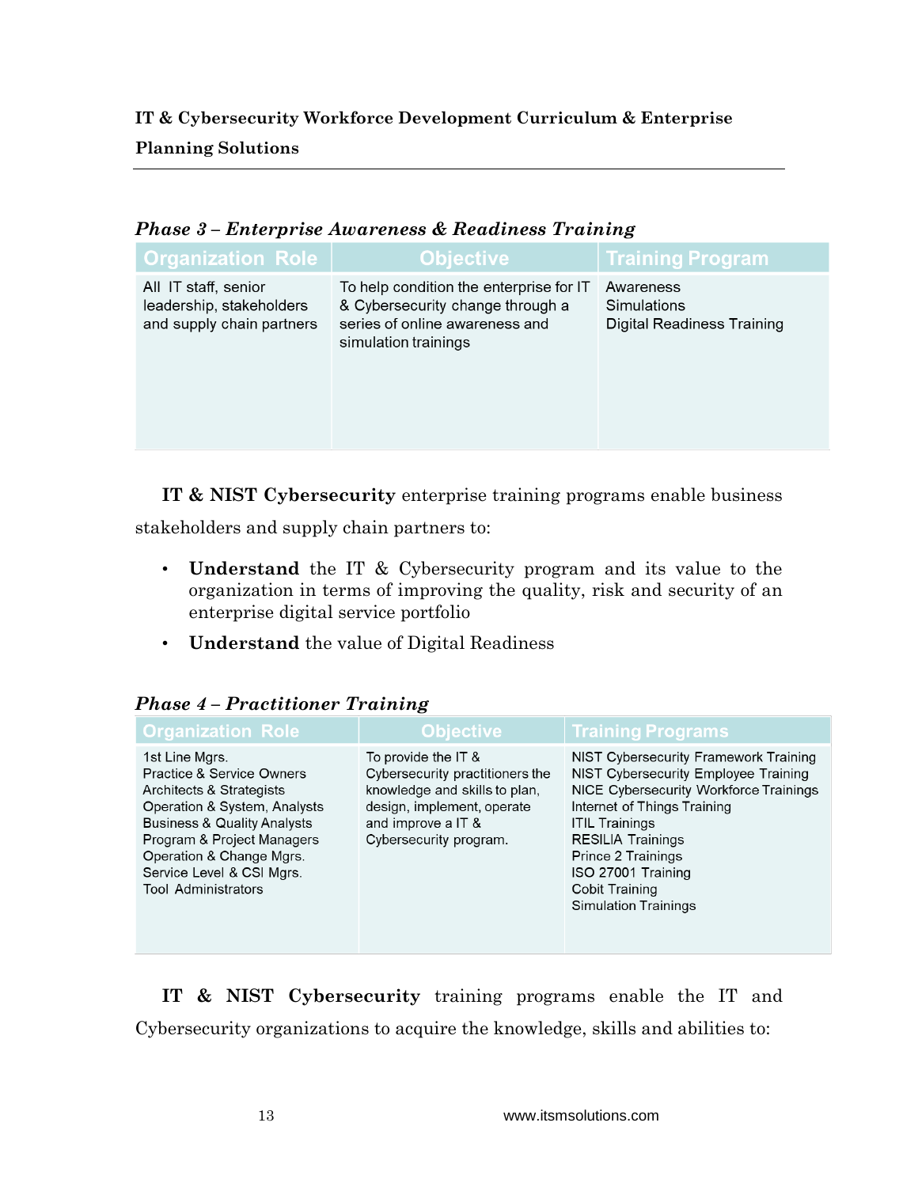### *Phase 3 – Enterprise Awareness & Readiness Training*

| Organization Role | Objective | Training Program |
|---|---|---|
| All IT staff, senior leadership, stakeholders and supply chain partners | To help condition the enterprise for IT & Cybersecurity change through a series of online awareness and simulation trainings | Awareness<br>Simulations<br>Digital Readiness Training |

**IT & NIST Cybersecurity** enterprise training programs enable business stakeholders and supply chain partners to:

- **Understand** the IT & Cybersecurity program and its value to the organization in terms of improving the quality, risk and security of an enterprise digital service portfolio
- **Understand** the value of Digital Readiness

### *Phase 4 – Practitioner Training*

| Organization Role | Objective | Training Programs |
|---|---|---|
| 1st Line Mgrs.<br>Practice & Service Owners<br>Architects & Strategists<br>Operation & System, Analysts<br>Business & Quality Analysts<br>Program & Project Managers<br>Operation & Change Mgrs.<br>Service Level & CSI Mgrs.<br>Tool Administrators | To provide the IT & Cybersecurity practitioners the knowledge and skills to plan, design, implement, operate and improve a IT & Cybersecurity program. | NIST Cybersecurity Framework Training<br>NIST Cybersecurity Employee Training<br>NICE Cybersecurity Workforce Trainings<br>Internet of Things Training<br>ITIL Trainings<br>RESILIA Trainings<br>Prince 2 Trainings<br>ISO 27001 Training<br>Cobit Training<br>Simulation Trainings |

**IT & NIST Cybersecurity** training programs enable the IT and Cybersecurity organizations to acquire the knowledge, skills and abilities to: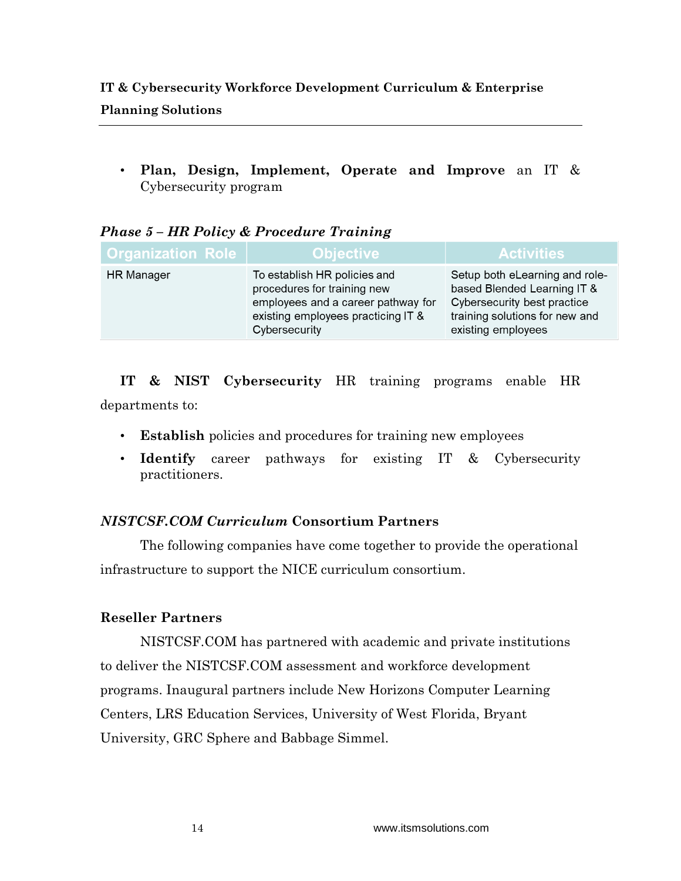- **Plan, Design, Implement, Operate and Improve** an IT & Cybersecurity program

### *Phase 5 – HR Policy & Procedure Training*

| Organization Role | Objective | Activities |
| --- | --- | --- |
| HR Manager | To establish HR policies and procedures for training new employees and a career pathway for existing employees practicing IT & Cybersecurity | Setup both eLearning and role-based Blended Learning IT & Cybersecurity best practice training solutions for new and existing employees |

**IT & NIST Cybersecurity** HR training programs enable HR departments to:

- **Establish** policies and procedures for training new employees
- **Identify** career pathways for existing IT & Cybersecurity practitioners.

### *NISTCSF.COM Curriculum* Consortium Partners

The following companies have come together to provide the operational infrastructure to support the NICE curriculum consortium.

### Reseller Partners

NISTCSF.COM has partnered with academic and private institutions to deliver the NISTCSF.COM assessment and workforce development programs. Inaugural partners include New Horizons Computer Learning Centers, LRS Education Services, University of West Florida, Bryant University, GRC Sphere and Babbage Simmel.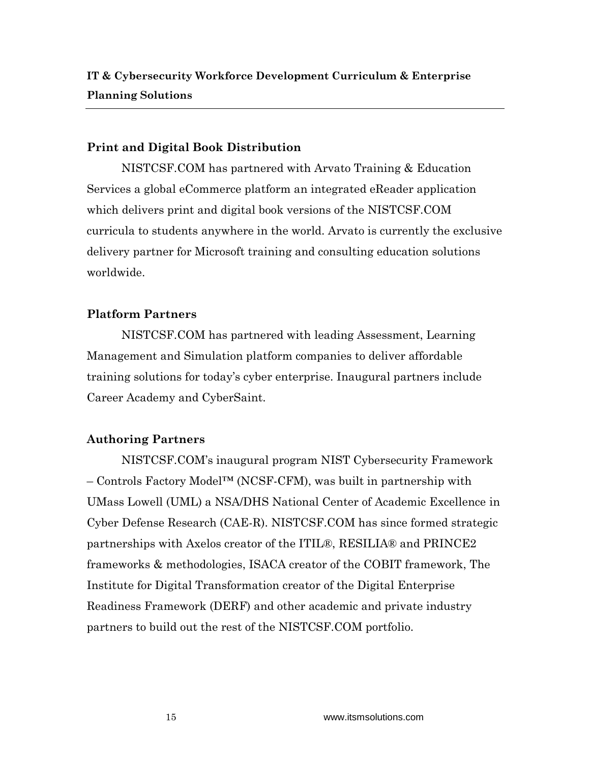## Print and Digital Book Distribution

NISTCSF.COM has partnered with Arvato Training & Education Services a global eCommerce platform an integrated eReader application which delivers print and digital book versions of the NISTCSF.COM curricula to students anywhere in the world. Arvato is currently the exclusive delivery partner for Microsoft training and consulting education solutions worldwide.

## Platform Partners

NISTCSF.COM has partnered with leading Assessment, Learning Management and Simulation platform companies to deliver affordable training solutions for today's cyber enterprise. Inaugural partners include Career Academy and CyberSaint.

## Authoring Partners

NISTCSF.COM's inaugural program NIST Cybersecurity Framework – Controls Factory Model™ (NCSF-CFM), was built in partnership with UMass Lowell (UML) a NSA/DHS National Center of Academic Excellence in Cyber Defense Research (CAE-R). NISTCSF.COM has since formed strategic partnerships with Axelos creator of the ITIL®, RESILIA® and PRINCE2 frameworks & methodologies, ISACA creator of the COBIT framework, The Institute for Digital Transformation creator of the Digital Enterprise Readiness Framework (DERF) and other academic and private industry partners to build out the rest of the NISTCSF.COM portfolio.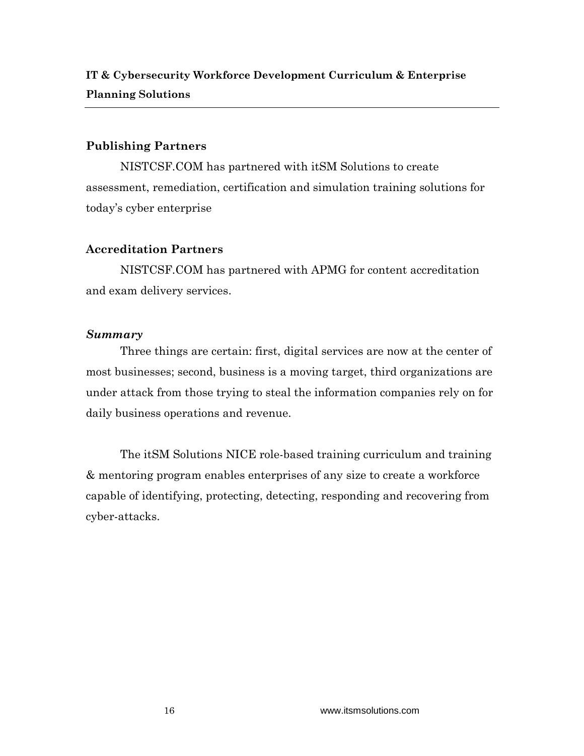**IT & Cybersecurity Workforce Development Curriculum & Enterprise Planning Solutions**

## Publishing Partners

NISTCSF.COM has partnered with itSM Solutions to create assessment, remediation, certification and simulation training solutions for today's cyber enterprise

## Accreditation Partners

NISTCSF.COM has partnered with APMG for content accreditation and exam delivery services.

### *Summary*

Three things are certain: first, digital services are now at the center of most businesses; second, business is a moving target, third organizations are under attack from those trying to steal the information companies rely on for daily business operations and revenue.

The itSM Solutions NICE role-based training curriculum and training & mentoring program enables enterprises of any size to create a workforce capable of identifying, protecting, detecting, responding and recovering from cyber-attacks.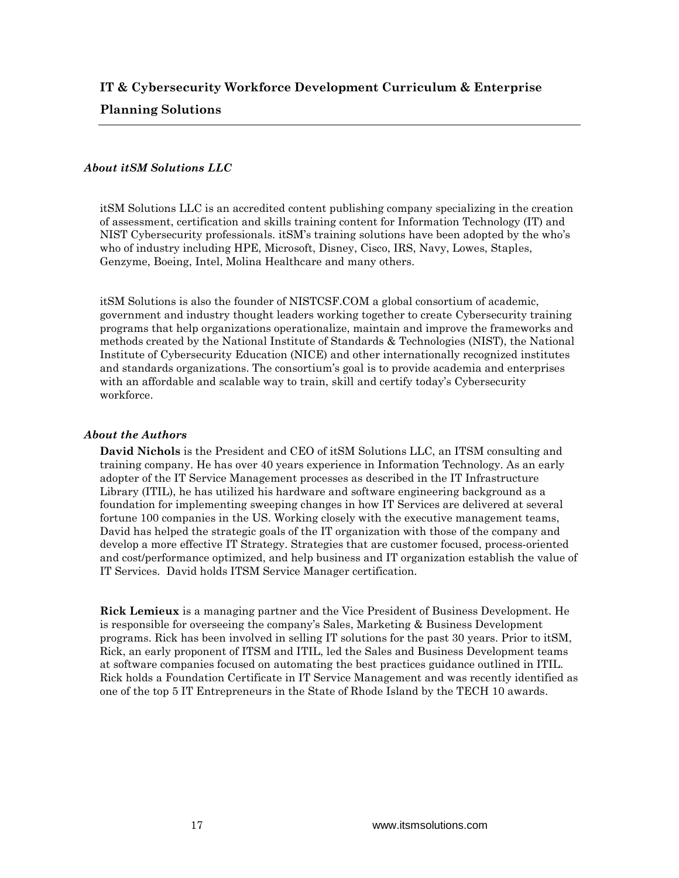## IT & Cybersecurity Workforce Development Curriculum & Enterprise Planning Solutions

***About itSM Solutions LLC***

itSM Solutions LLC is an accredited content publishing company specializing in the creation of assessment, certification and skills training content for Information Technology (IT) and NIST Cybersecurity professionals. itSM's training solutions have been adopted by the who's who of industry including HPE, Microsoft, Disney, Cisco, IRS, Navy, Lowes, Staples, Genzyme, Boeing, Intel, Molina Healthcare and many others.

itSM Solutions is also the founder of NISTCSF.COM a global consortium of academic, government and industry thought leaders working together to create Cybersecurity training programs that help organizations operationalize, maintain and improve the frameworks and methods created by the National Institute of Standards & Technologies (NIST), the National Institute of Cybersecurity Education (NICE) and other internationally recognized institutes and standards organizations. The consortium's goal is to provide academia and enterprises with an affordable and scalable way to train, skill and certify today's Cybersecurity workforce.

***About the Authors***

**David Nichols** is the President and CEO of itSM Solutions LLC, an ITSM consulting and training company. He has over 40 years experience in Information Technology. As an early adopter of the IT Service Management processes as described in the IT Infrastructure Library (ITIL), he has utilized his hardware and software engineering background as a foundation for implementing sweeping changes in how IT Services are delivered at several fortune 100 companies in the US. Working closely with the executive management teams, David has helped the strategic goals of the IT organization with those of the company and develop a more effective IT Strategy. Strategies that are customer focused, process-oriented and cost/performance optimized, and help business and IT organization establish the value of IT Services. David holds ITSM Service Manager certification.

**Rick Lemieux** is a managing partner and the Vice President of Business Development. He is responsible for overseeing the company's Sales, Marketing & Business Development programs. Rick has been involved in selling IT solutions for the past 30 years. Prior to itSM, Rick, an early proponent of ITSM and ITIL, led the Sales and Business Development teams at software companies focused on automating the best practices guidance outlined in ITIL. Rick holds a Foundation Certificate in IT Service Management and was recently identified as one of the top 5 IT Entrepreneurs in the State of Rhode Island by the TECH 10 awards.